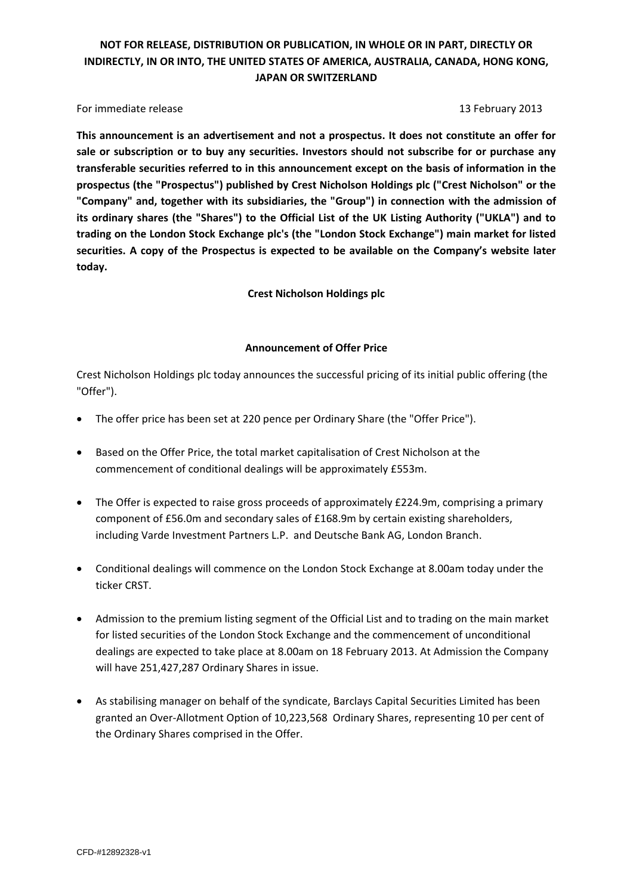**NOT FOR RELEASE, DISTRIBUTION OR PUBLICATION, IN WHOLE OR IN PART, DIRECTLY OR INDIRECTLY, IN OR INTO, THE UNITED STATES OF AMERICA, AUSTRALIA, CANADA, HONG KONG, JAPAN OR SWITZERLAND**

For immediate release 13 February 2013

**This announcement is an advertisement and not a prospectus. It does not constitute an offer for sale or subscription or to buy any securities. Investors should not subscribe for or purchase any transferable securities referred to in this announcement except on the basis of information in the prospectus (the "Prospectus") published by Crest Nicholson Holdings plc ("Crest Nicholson" or the "Company" and, together with its subsidiaries, the "Group") in connection with the admission of its ordinary shares (the "Shares") to the Official List of the UK Listing Authority ("UKLA") and to trading on the London Stock Exchange plc's (the "London Stock Exchange") main market for listed securities. A copy of the Prospectus is expected to be available on the Company's website later today.**

**Crest Nicholson Holdings plc**

**Announcement of Offer Price**

Crest Nicholson Holdings plc today announces the successful pricing of its initial public offering (the "Offer").

- The offer price has been set at 220 pence per Ordinary Share (the "Offer Price").
- Based on the Offer Price, the total market capitalisation of Crest Nicholson at the commencement of conditional dealings will be approximately £553m.
- The Offer is expected to raise gross proceeds of approximately £224.9m, comprising a primary component of £56.0m and secondary sales of £168.9m by certain existing shareholders, including Varde Investment Partners L.P. and Deutsche Bank AG, London Branch.
- Conditional dealings will commence on the London Stock Exchange at 8.00am today under the ticker CRST.
- Admission to the premium listing segment of the Official List and to trading on the main market for listed securities of the London Stock Exchange and the commencement of unconditional dealings are expected to take place at 8.00am on 18 February 2013. At Admission the Company will have 251,427,287 Ordinary Shares in issue.
- As stabilising manager on behalf of the syndicate, Barclays Capital Securities Limited has been granted an Over-Allotment Option of 10,223,568 Ordinary Shares, representing 10 per cent of the Ordinary Shares comprised in the Offer.

CFD-#12892328-v1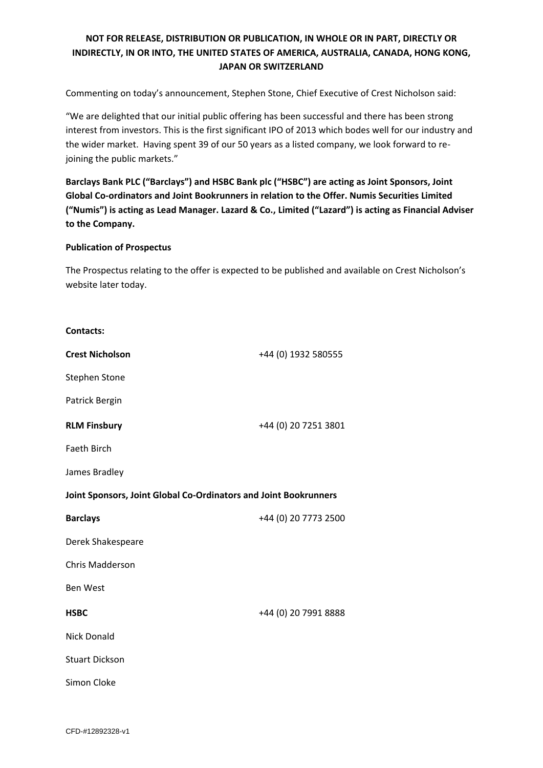**NOT FOR RELEASE, DISTRIBUTION OR PUBLICATION, IN WHOLE OR IN PART, DIRECTLY OR INDIRECTLY, IN OR INTO, THE UNITED STATES OF AMERICA, AUSTRALIA, CANADA, HONG KONG, JAPAN OR SWITZERLAND**

Commenting on today's announcement, Stephen Stone, Chief Executive of Crest Nicholson said:

"We are delighted that our initial public offering has been successful and there has been strong interest from investors. This is the first significant IPO of 2013 which bodes well for our industry and the wider market. Having spent 39 of our 50 years as a listed company, we look forward to re-joining the public markets."

**Barclays Bank PLC ("Barclays") and HSBC Bank plc ("HSBC") are acting as Joint Sponsors, Joint Global Co-ordinators and Joint Bookrunners in relation to the Offer. Numis Securities Limited ("Numis") is acting as Lead Manager. Lazard & Co., Limited ("Lazard") is acting as Financial Adviser to the Company.**

**Publication of Prospectus**

The Prospectus relating to the offer is expected to be published and available on Crest Nicholson's website later today.

**Contacts:**

**Crest Nicholson** +44 (0) 1932 580555

Stephen Stone

Patrick Bergin

**RLM Finsbury** +44 (0) 20 7251 3801

Faeth Birch

James Bradley

**Joint Sponsors, Joint Global Co-Ordinators and Joint Bookrunners**

**Barclays** +44 (0) 20 7773 2500

Derek Shakespeare

Chris Madderson

Ben West

**HSBC** +44 (0) 20 7991 8888

Nick Donald

Stuart Dickson

Simon Cloke

CFD-#12892328-v1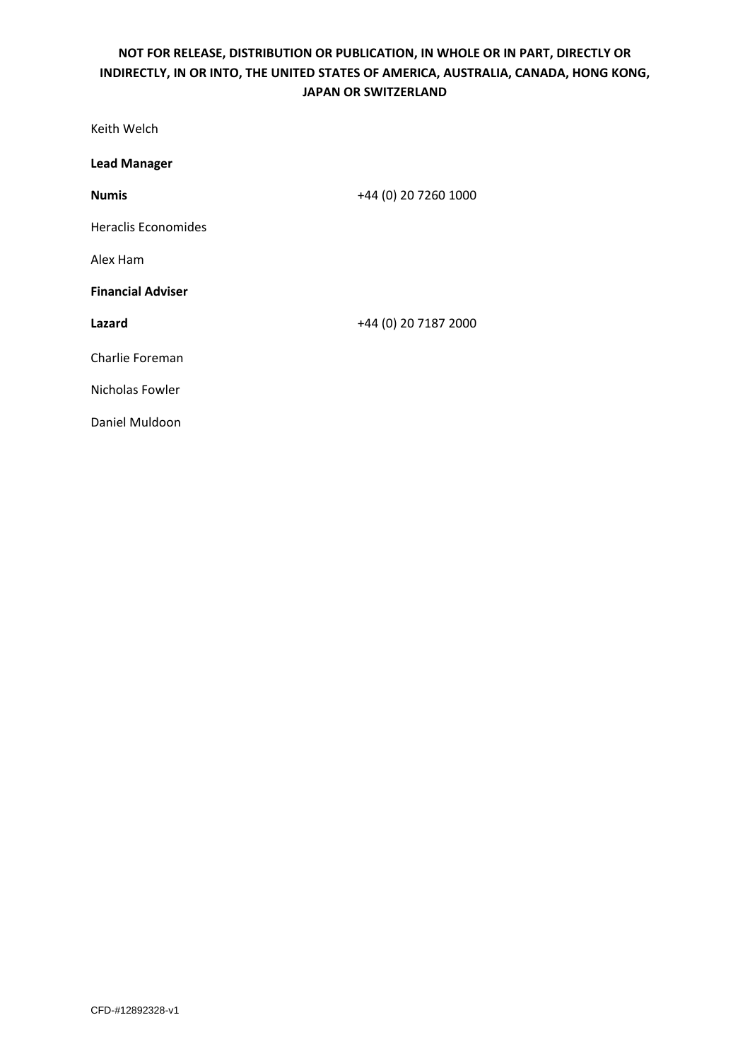**NOT FOR RELEASE, DISTRIBUTION OR PUBLICATION, IN WHOLE OR IN PART, DIRECTLY OR INDIRECTLY, IN OR INTO, THE UNITED STATES OF AMERICA, AUSTRALIA, CANADA, HONG KONG, JAPAN OR SWITZERLAND**

Keith Welch

**Lead Manager**

**Numis** +44 (0) 20 7260 1000

Heraclis Economides

Alex Ham

**Financial Adviser**

**Lazard** +44 (0) 20 7187 2000

Charlie Foreman

Nicholas Fowler

Daniel Muldoon

CFD-#12892328-v1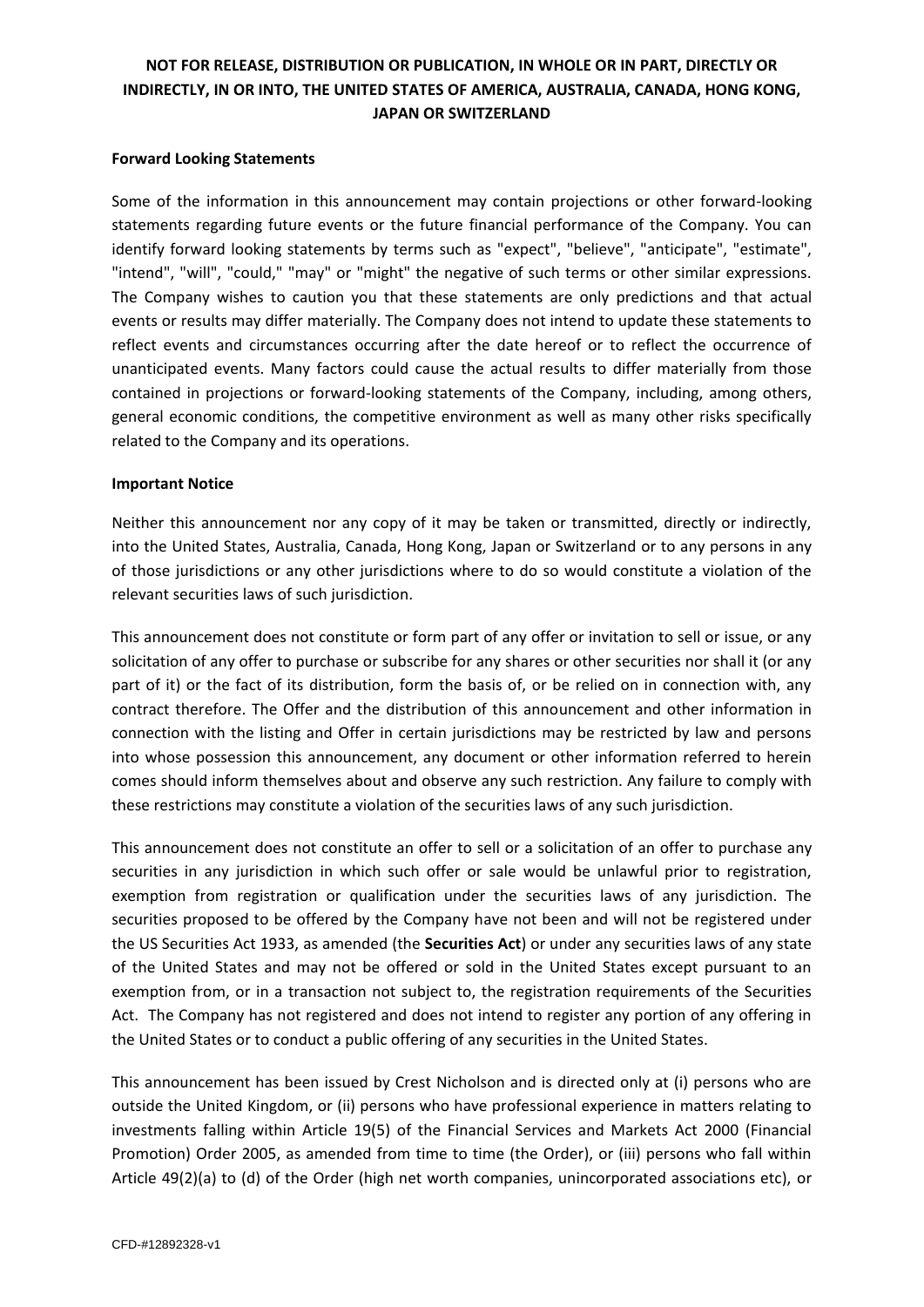**NOT FOR RELEASE, DISTRIBUTION OR PUBLICATION, IN WHOLE OR IN PART, DIRECTLY OR INDIRECTLY, IN OR INTO, THE UNITED STATES OF AMERICA, AUSTRALIA, CANADA, HONG KONG, JAPAN OR SWITZERLAND**

**Forward Looking Statements**

Some of the information in this announcement may contain projections or other forward-looking statements regarding future events or the future financial performance of the Company. You can identify forward looking statements by terms such as "expect", "believe", "anticipate", "estimate", "intend", "will", "could," "may" or "might" the negative of such terms or other similar expressions. The Company wishes to caution you that these statements are only predictions and that actual events or results may differ materially. The Company does not intend to update these statements to reflect events and circumstances occurring after the date hereof or to reflect the occurrence of unanticipated events. Many factors could cause the actual results to differ materially from those contained in projections or forward-looking statements of the Company, including, among others, general economic conditions, the competitive environment as well as many other risks specifically related to the Company and its operations.

**Important Notice**

Neither this announcement nor any copy of it may be taken or transmitted, directly or indirectly, into the United States, Australia, Canada, Hong Kong, Japan or Switzerland or to any persons in any of those jurisdictions or any other jurisdictions where to do so would constitute a violation of the relevant securities laws of such jurisdiction.

This announcement does not constitute or form part of any offer or invitation to sell or issue, or any solicitation of any offer to purchase or subscribe for any shares or other securities nor shall it (or any part of it) or the fact of its distribution, form the basis of, or be relied on in connection with, any contract therefore. The Offer and the distribution of this announcement and other information in connection with the listing and Offer in certain jurisdictions may be restricted by law and persons into whose possession this announcement, any document or other information referred to herein comes should inform themselves about and observe any such restriction. Any failure to comply with these restrictions may constitute a violation of the securities laws of any such jurisdiction.

This announcement does not constitute an offer to sell or a solicitation of an offer to purchase any securities in any jurisdiction in which such offer or sale would be unlawful prior to registration, exemption from registration or qualification under the securities laws of any jurisdiction. The securities proposed to be offered by the Company have not been and will not be registered under the US Securities Act 1933, as amended (the **Securities Act**) or under any securities laws of any state of the United States and may not be offered or sold in the United States except pursuant to an exemption from, or in a transaction not subject to, the registration requirements of the Securities Act. The Company has not registered and does not intend to register any portion of any offering in the United States or to conduct a public offering of any securities in the United States.

This announcement has been issued by Crest Nicholson and is directed only at (i) persons who are outside the United Kingdom, or (ii) persons who have professional experience in matters relating to investments falling within Article 19(5) of the Financial Services and Markets Act 2000 (Financial Promotion) Order 2005, as amended from time to time (the Order), or (iii) persons who fall within Article 49(2)(a) to (d) of the Order (high net worth companies, unincorporated associations etc), or

CFD-#12892328-v1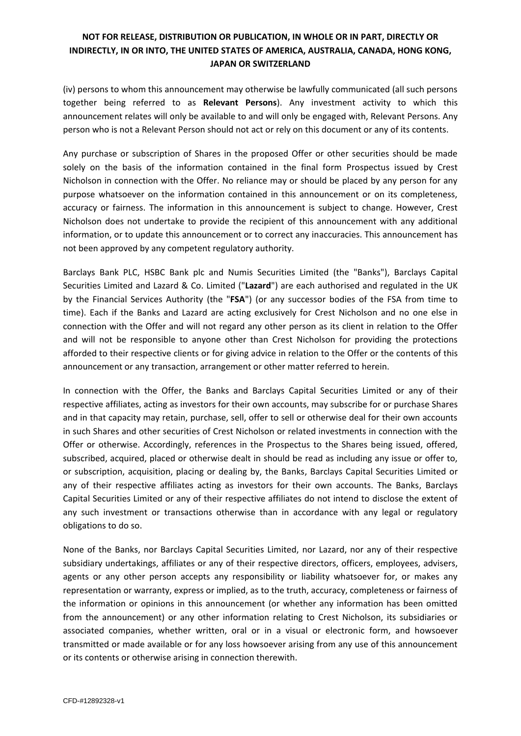(iv) persons to whom this announcement may otherwise be lawfully communicated (all such persons together being referred to as **Relevant Persons**). Any investment activity to which this announcement relates will only be available to and will only be engaged with, Relevant Persons. Any person who is not a Relevant Person should not act or rely on this document or any of its contents.

Any purchase or subscription of Shares in the proposed Offer or other securities should be made solely on the basis of the information contained in the final form Prospectus issued by Crest Nicholson in connection with the Offer. No reliance may or should be placed by any person for any purpose whatsoever on the information contained in this announcement or on its completeness, accuracy or fairness. The information in this announcement is subject to change. However, Crest Nicholson does not undertake to provide the recipient of this announcement with any additional information, or to update this announcement or to correct any inaccuracies. This announcement has not been approved by any competent regulatory authority.

Barclays Bank PLC, HSBC Bank plc and Numis Securities Limited (the "Banks"), Barclays Capital Securities Limited and Lazard & Co. Limited ("**Lazard**") are each authorised and regulated in the UK by the Financial Services Authority (the "**FSA**") (or any successor bodies of the FSA from time to time). Each if the Banks and Lazard are acting exclusively for Crest Nicholson and no one else in connection with the Offer and will not regard any other person as its client in relation to the Offer and will not be responsible to anyone other than Crest Nicholson for providing the protections afforded to their respective clients or for giving advice in relation to the Offer or the contents of this announcement or any transaction, arrangement or other matter referred to herein.

In connection with the Offer, the Banks and Barclays Capital Securities Limited or any of their respective affiliates, acting as investors for their own accounts, may subscribe for or purchase Shares and in that capacity may retain, purchase, sell, offer to sell or otherwise deal for their own accounts in such Shares and other securities of Crest Nicholson or related investments in connection with the Offer or otherwise. Accordingly, references in the Prospectus to the Shares being issued, offered, subscribed, acquired, placed or otherwise dealt in should be read as including any issue or offer to, or subscription, acquisition, placing or dealing by, the Banks, Barclays Capital Securities Limited or any of their respective affiliates acting as investors for their own accounts. The Banks, Barclays Capital Securities Limited or any of their respective affiliates do not intend to disclose the extent of any such investment or transactions otherwise than in accordance with any legal or regulatory obligations to do so.

None of the Banks, nor Barclays Capital Securities Limited, nor Lazard, nor any of their respective subsidiary undertakings, affiliates or any of their respective directors, officers, employees, advisers, agents or any other person accepts any responsibility or liability whatsoever for, or makes any representation or warranty, express or implied, as to the truth, accuracy, completeness or fairness of the information or opinions in this announcement (or whether any information has been omitted from the announcement) or any other information relating to Crest Nicholson, its subsidiaries or associated companies, whether written, oral or in a visual or electronic form, and howsoever transmitted or made available or for any loss howsoever arising from any use of this announcement or its contents or otherwise arising in connection therewith.

CFD-#12892328-v1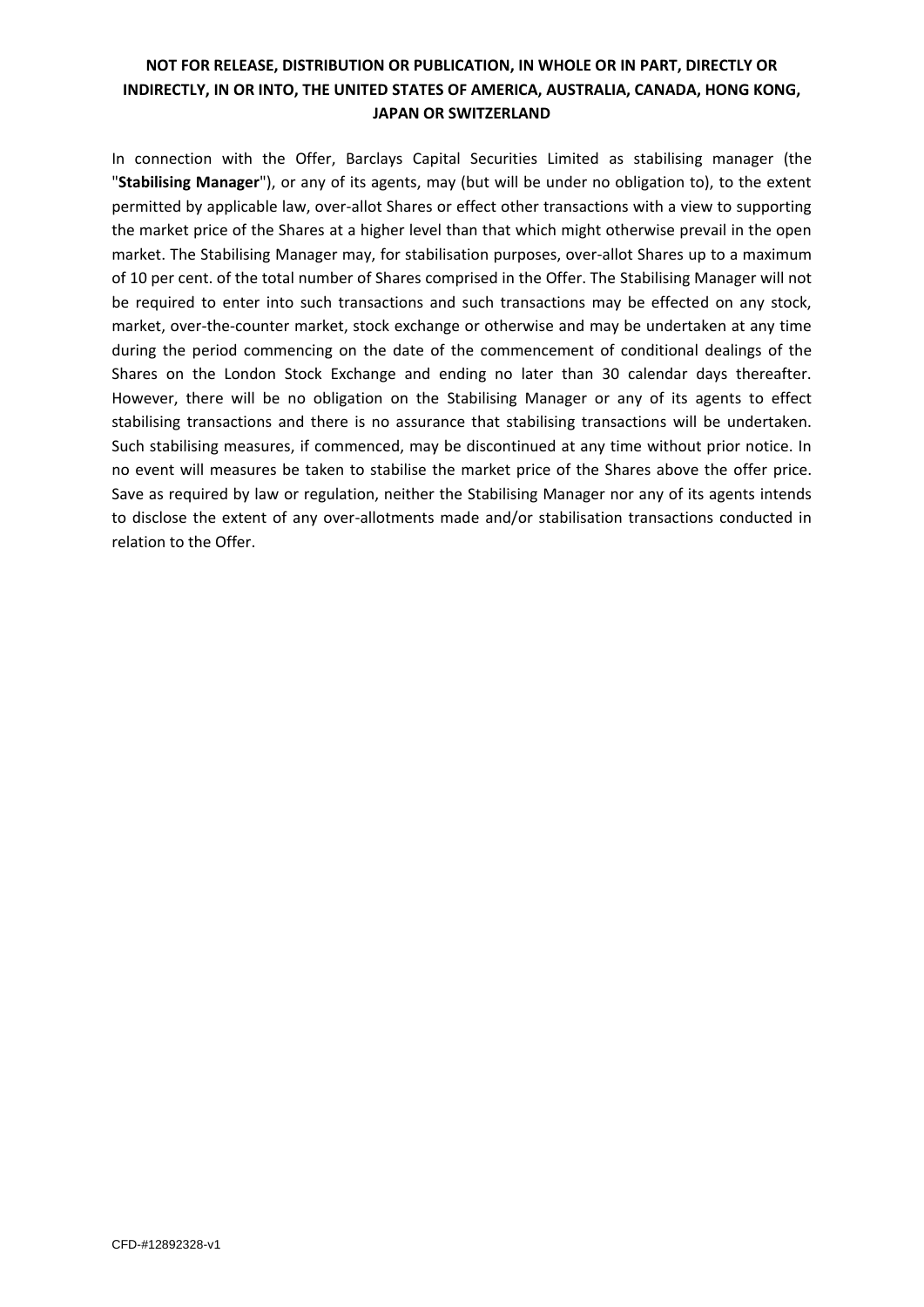**NOT FOR RELEASE, DISTRIBUTION OR PUBLICATION, IN WHOLE OR IN PART, DIRECTLY OR INDIRECTLY, IN OR INTO, THE UNITED STATES OF AMERICA, AUSTRALIA, CANADA, HONG KONG, JAPAN OR SWITZERLAND**

In connection with the Offer, Barclays Capital Securities Limited as stabilising manager (the "**Stabilising Manager**"), or any of its agents, may (but will be under no obligation to), to the extent permitted by applicable law, over-allot Shares or effect other transactions with a view to supporting the market price of the Shares at a higher level than that which might otherwise prevail in the open market. The Stabilising Manager may, for stabilisation purposes, over-allot Shares up to a maximum of 10 per cent. of the total number of Shares comprised in the Offer. The Stabilising Manager will not be required to enter into such transactions and such transactions may be effected on any stock, market, over-the-counter market, stock exchange or otherwise and may be undertaken at any time during the period commencing on the date of the commencement of conditional dealings of the Shares on the London Stock Exchange and ending no later than 30 calendar days thereafter. However, there will be no obligation on the Stabilising Manager or any of its agents to effect stabilising transactions and there is no assurance that stabilising transactions will be undertaken. Such stabilising measures, if commenced, may be discontinued at any time without prior notice. In no event will measures be taken to stabilise the market price of the Shares above the offer price. Save as required by law or regulation, neither the Stabilising Manager nor any of its agents intends to disclose the extent of any over-allotments made and/or stabilisation transactions conducted in relation to the Offer.